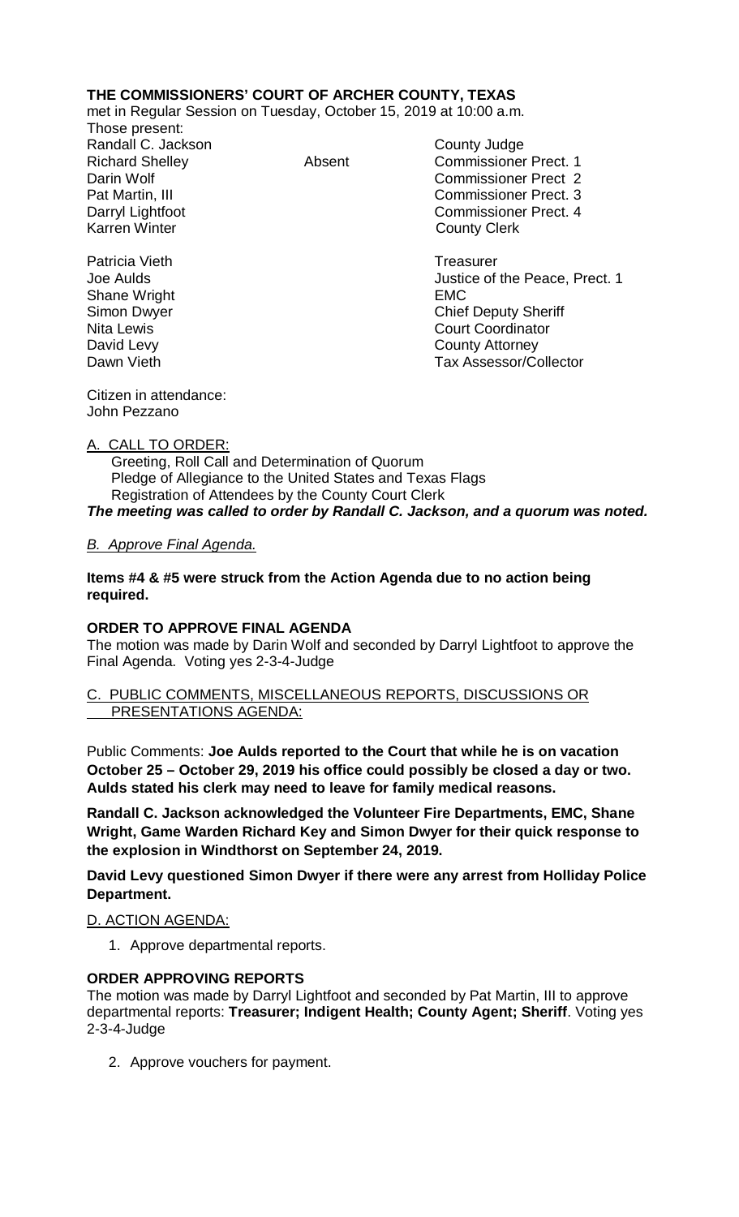**THE COMMISSIONERS' COURT OF ARCHER COUNTY, TEXAS**

met in Regular Session on Tuesday, October 15, 2019 at 10:00 a.m.

Those present:

| | | |
|---|---|---|
| Randall C. Jackson | | County Judge |
| Richard Shelley | Absent | Commissioner Prect. 1 |
| Darin Wolf | | Commissioner Prect 2 |
| Pat Martin, III | | Commissioner Prect. 3 |
| Darryl Lightfoot | | Commissioner Prect. 4 |
| Karren Winter | | County Clerk |
| | | |
| Patricia Vieth | | Treasurer |
| Joe Aulds | | Justice of the Peace, Prect. 1 |
| Shane Wright | | EMC |
| Simon Dwyer | | Chief Deputy Sheriff |
| Nita Lewis | | Court Coordinator |
| David Levy | | County Attorney |
| Dawn Vieth | | Tax Assessor/Collector |

Citizen in attendance:
John Pezzano

A. CALL TO ORDER:

Greeting, Roll Call and Determination of Quorum
Pledge of Allegiance to the United States and Texas Flags
Registration of Attendees by the County Court Clerk

***The meeting was called to order by Randall C. Jackson, and a quorum was noted.***

*B. Approve Final Agenda.*

**Items #4 & #5 were struck from the Action Agenda due to no action being required.**

**ORDER TO APPROVE FINAL AGENDA**

The motion was made by Darin Wolf and seconded by Darryl Lightfoot to approve the Final Agenda. Voting yes 2-3-4-Judge

C. PUBLIC COMMENTS, MISCELLANEOUS REPORTS, DISCUSSIONS OR PRESENTATIONS AGENDA:

Public Comments: **Joe Aulds reported to the Court that while he is on vacation October 25 – October 29, 2019 his office could possibly be closed a day or two. Aulds stated his clerk may need to leave for family medical reasons.**

**Randall C. Jackson acknowledged the Volunteer Fire Departments, EMC, Shane Wright, Game Warden Richard Key and Simon Dwyer for their quick response to the explosion in Windthorst on September 24, 2019.**

**David Levy questioned Simon Dwyer if there were any arrest from Holliday Police Department.**

D. ACTION AGENDA:

1. Approve departmental reports.

**ORDER APPROVING REPORTS**

The motion was made by Darryl Lightfoot and seconded by Pat Martin, III to approve departmental reports: **Treasurer; Indigent Health; County Agent; Sheriff**. Voting yes 2-3-4-Judge

2. Approve vouchers for payment.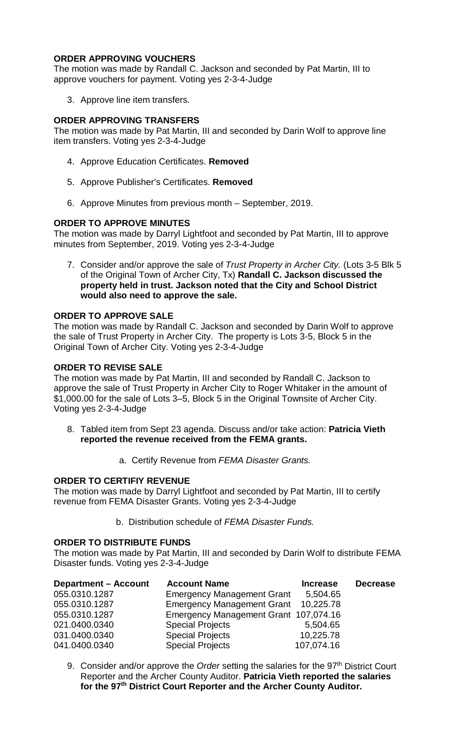**ORDER APPROVING VOUCHERS**
The motion was made by Randall C. Jackson and seconded by Pat Martin, III to approve vouchers for payment. Voting yes 2-3-4-Judge

3. Approve line item transfers.

**ORDER APPROVING TRANSFERS**
The motion was made by Pat Martin, III and seconded by Darin Wolf to approve line item transfers. Voting yes 2-3-4-Judge

4. Approve Education Certificates. **Removed**

5. Approve Publisher's Certificates. **Removed**

6. Approve Minutes from previous month – September, 2019.

**ORDER TO APPROVE MINUTES**
The motion was made by Darryl Lightfoot and seconded by Pat Martin, III to approve minutes from September, 2019. Voting yes 2-3-4-Judge

7. Consider and/or approve the sale of *Trust Property in Archer City.* (Lots 3-5 Blk 5 of the Original Town of Archer City, Tx) **Randall C. Jackson discussed the property held in trust. Jackson noted that the City and School District would also need to approve the sale.**

**ORDER TO APPROVE SALE**
The motion was made by Randall C. Jackson and seconded by Darin Wolf to approve the sale of Trust Property in Archer City. The property is Lots 3-5, Block 5 in the Original Town of Archer City. Voting yes 2-3-4-Judge

**ORDER TO REVISE SALE**
The motion was made by Pat Martin, III and seconded by Randall C. Jackson to approve the sale of Trust Property in Archer City to Roger Whitaker in the amount of $1,000.00 for the sale of Lots 3–5, Block 5 in the Original Townsite of Archer City. Voting yes 2-3-4-Judge

8. Tabled item from Sept 23 agenda. Discuss and/or take action: **Patricia Vieth reported the revenue received from the FEMA grants.**

   a. Certify Revenue from *FEMA Disaster Grants.*

**ORDER TO CERTIFIY REVENUE**
The motion was made by Darryl Lightfoot and seconded by Pat Martin, III to certify revenue from FEMA Disaster Grants. Voting yes 2-3-4-Judge

   b. Distribution schedule of *FEMA Disaster Funds.*

**ORDER TO DISTRIBUTE FUNDS**
The motion was made by Pat Martin, III and seconded by Darin Wolf to distribute FEMA Disaster funds. Voting yes 2-3-4-Judge

| Department – Account | Account Name | Increase | Decrease |
|---|---|---|---|
| 055.0310.1287 | Emergency Management Grant | 5,504.65 | |
| 055.0310.1287 | Emergency Management Grant | 10,225.78 | |
| 055.0310.1287 | Emergency Management Grant | 107,074.16 | |
| 021.0400.0340 | Special Projects | 5,504.65 | |
| 031.0400.0340 | Special Projects | 10,225.78 | |
| 041.0400.0340 | Special Projects | 107,074.16 | |

9. Consider and/or approve the *Order* setting the salaries for the 97th District Court Reporter and the Archer County Auditor. **Patricia Vieth reported the salaries for the 97th District Court Reporter and the Archer County Auditor.**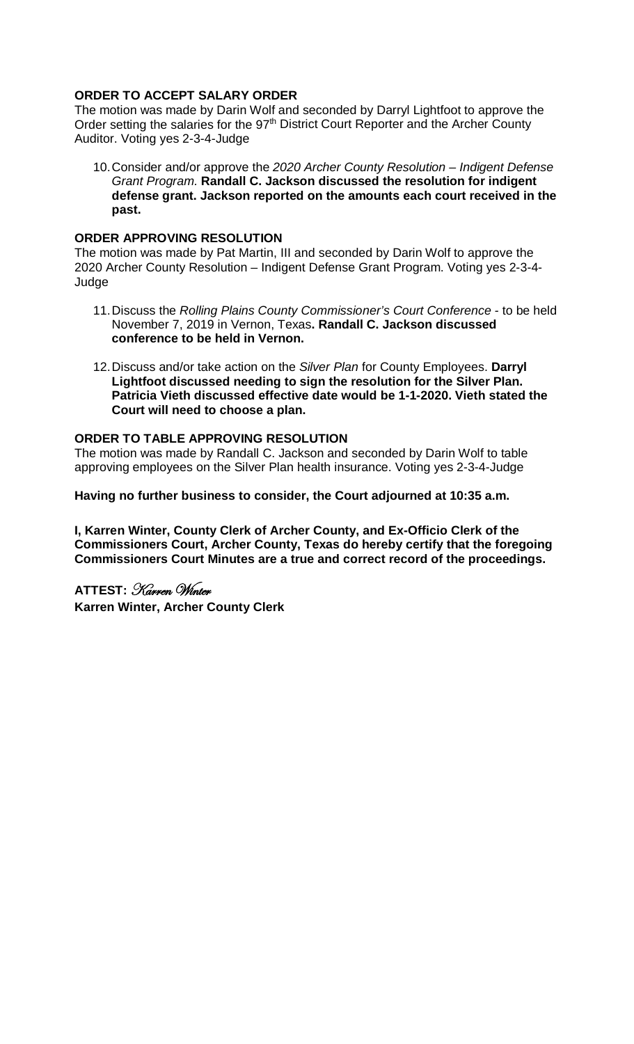**ORDER TO ACCEPT SALARY ORDER**

The motion was made by Darin Wolf and seconded by Darryl Lightfoot to approve the Order setting the salaries for the 97th District Court Reporter and the Archer County Auditor. Voting yes 2-3-4-Judge

10. Consider and/or approve the *2020 Archer County Resolution – Indigent Defense Grant Program.* **Randall C. Jackson discussed the resolution for indigent defense grant. Jackson reported on the amounts each court received in the past.**

**ORDER APPROVING RESOLUTION**

The motion was made by Pat Martin, III and seconded by Darin Wolf to approve the 2020 Archer County Resolution – Indigent Defense Grant Program. Voting yes 2-3-4-Judge

11. Discuss the *Rolling Plains County Commissioner's Court Conference* - to be held November 7, 2019 in Vernon, Texas**. Randall C. Jackson discussed conference to be held in Vernon.**

12. Discuss and/or take action on the *Silver Plan* for County Employees. **Darryl Lightfoot discussed needing to sign the resolution for the Silver Plan. Patricia Vieth discussed effective date would be 1-1-2020. Vieth stated the Court will need to choose a plan.**

**ORDER TO TABLE APPROVING RESOLUTION**

The motion was made by Randall C. Jackson and seconded by Darin Wolf to table approving employees on the Silver Plan health insurance. Voting yes 2-3-4-Judge

**Having no further business to consider, the Court adjourned at 10:35 a.m.**

**I, Karren Winter, County Clerk of Archer County, and Ex-Officio Clerk of the Commissioners Court, Archer County, Texas do hereby certify that the foregoing Commissioners Court Minutes are a true and correct record of the proceedings.**

**ATTEST:** *Karren Winter*

**Karren Winter, Archer County Clerk**